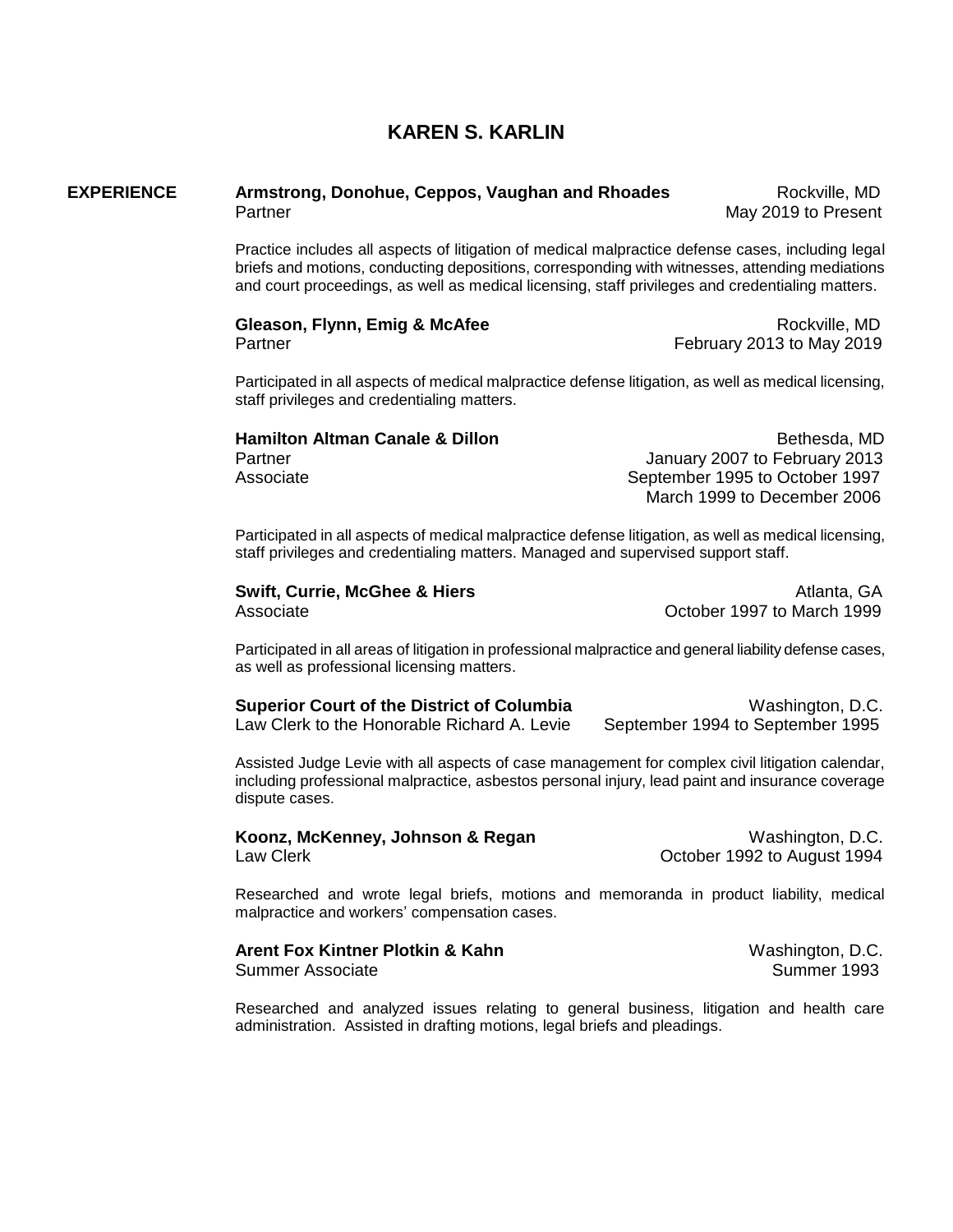# KAREN S. KARLIN

## EXPERIENCE

**Armstrong, Donohue, Ceppos, Vaughan and Rhoades** — Rockville, MD
Partner — May 2019 to Present

Practice includes all aspects of litigation of medical malpractice defense cases, including legal briefs and motions, conducting depositions, corresponding with witnesses, attending mediations and court proceedings, as well as medical licensing, staff privileges and credentialing matters.

**Gleason, Flynn, Emig & McAfee** — Rockville, MD
Partner — February 2013 to May 2019

Participated in all aspects of medical malpractice defense litigation, as well as medical licensing, staff privileges and credentialing matters.

**Hamilton Altman Canale & Dillon** — Bethesda, MD
Partner — January 2007 to February 2013
Associate — September 1995 to October 1997; March 1999 to December 2006

Participated in all aspects of medical malpractice defense litigation, as well as medical licensing, staff privileges and credentialing matters. Managed and supervised support staff.

**Swift, Currie, McGhee & Hiers** — Atlanta, GA
Associate — October 1997 to March 1999

Participated in all areas of litigation in professional malpractice and general liability defense cases, as well as professional licensing matters.

**Superior Court of the District of Columbia** — Washington, D.C.
Law Clerk to the Honorable Richard A. Levie — September 1994 to September 1995

Assisted Judge Levie with all aspects of case management for complex civil litigation calendar, including professional malpractice, asbestos personal injury, lead paint and insurance coverage dispute cases.

**Koonz, McKenney, Johnson & Regan** — Washington, D.C.
Law Clerk — October 1992 to August 1994

Researched and wrote legal briefs, motions and memoranda in product liability, medical malpractice and workers' compensation cases.

**Arent Fox Kintner Plotkin & Kahn** — Washington, D.C.
Summer Associate — Summer 1993

Researched and analyzed issues relating to general business, litigation and health care administration. Assisted in drafting motions, legal briefs and pleadings.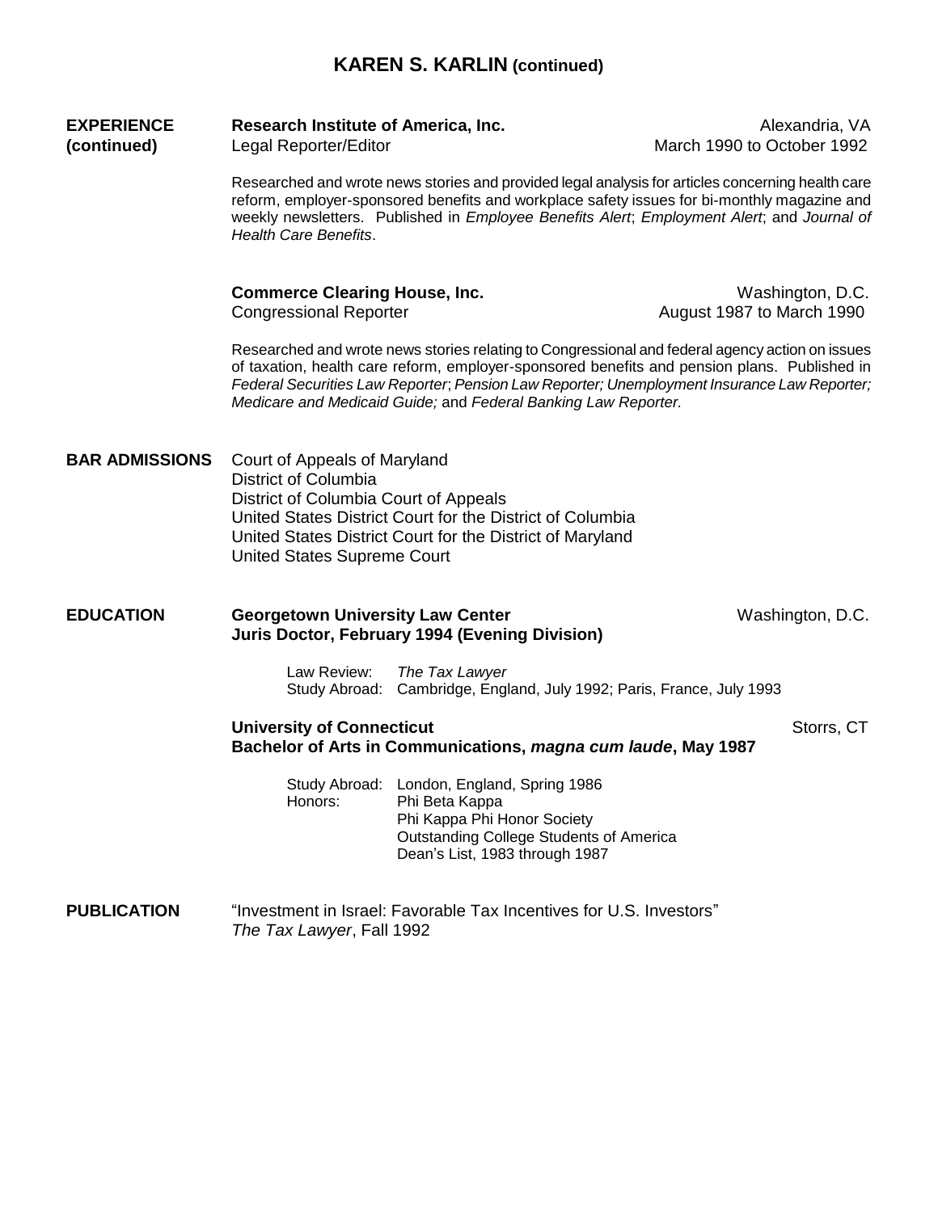# KAREN S. KARLIN (continued)

## EXPERIENCE (continued)

**Research Institute of America, Inc.** — Alexandria, VA
Legal Reporter/Editor — March 1990 to October 1992

Researched and wrote news stories and provided legal analysis for articles concerning health care reform, employer-sponsored benefits and workplace safety issues for bi-monthly magazine and weekly newsletters. Published in *Employee Benefits Alert*; *Employment Alert*; and *Journal of Health Care Benefits*.

**Commerce Clearing House, Inc.** — Washington, D.C.
Congressional Reporter — August 1987 to March 1990

Researched and wrote news stories relating to Congressional and federal agency action on issues of taxation, health care reform, employer-sponsored benefits and pension plans. Published in *Federal Securities Law Reporter*; *Pension Law Reporter; Unemployment Insurance Law Reporter; Medicare and Medicaid Guide;* and *Federal Banking Law Reporter.*

## BAR ADMISSIONS

Court of Appeals of Maryland
District of Columbia
District of Columbia Court of Appeals
United States District Court for the District of Columbia
United States District Court for the District of Maryland
United States Supreme Court

## EDUCATION

**Georgetown University Law Center** — Washington, D.C.
**Juris Doctor, February 1994 (Evening Division)**

Law Review: *The Tax Lawyer*
Study Abroad: Cambridge, England, July 1992; Paris, France, July 1993

**University of Connecticut** — Storrs, CT
**Bachelor of Arts in Communications, *magna cum laude*, May 1987**

Study Abroad: London, England, Spring 1986
Honors:
- Phi Beta Kappa
- Phi Kappa Phi Honor Society
- Outstanding College Students of America
- Dean's List, 1983 through 1987

## PUBLICATION

"Investment in Israel: Favorable Tax Incentives for U.S. Investors"
*The Tax Lawyer*, Fall 1992